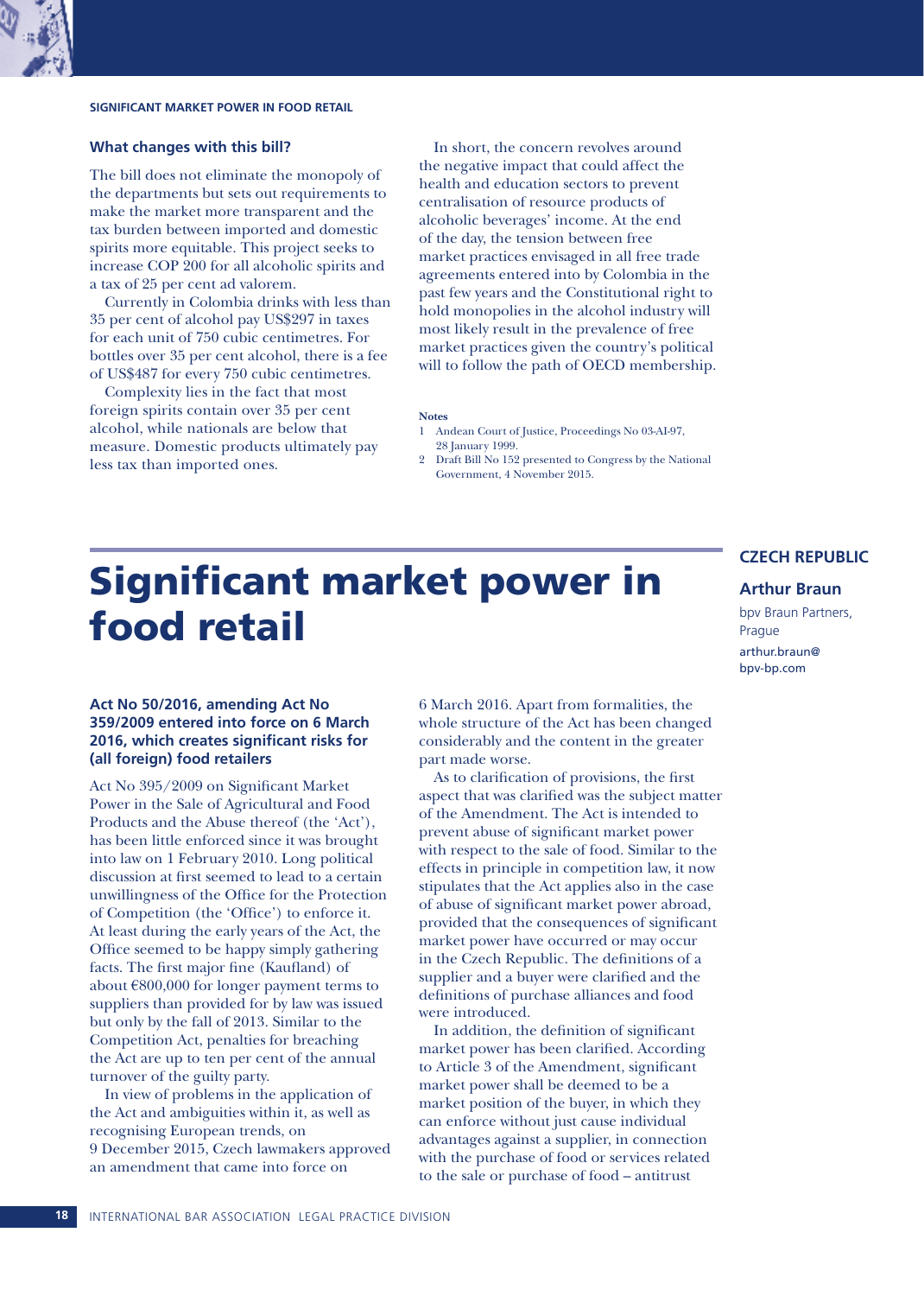### What changes with this bill?

The bill does not eliminate the monopoly of the departments but sets out requirements to make the market more transparent and the tax burden between imported and domestic spirits more equitable. This project seeks to increase COP 200 for all alcoholic spirits and a tax of 25 per cent ad valorem.

Currently in Colombia drinks with less than 35 per cent of alcohol pay US$297 in taxes for each unit of 750 cubic centimetres. For bottles over 35 per cent alcohol, there is a fee of US$487 for every 750 cubic centimetres.

Complexity lies in the fact that most foreign spirits contain over 35 per cent alcohol, while nationals are below that measure. Domestic products ultimately pay less tax than imported ones.

In short, the concern revolves around the negative impact that could affect the health and education sectors to prevent centralisation of resource products of alcoholic beverages' income. At the end of the day, the tension between free market practices envisaged in all free trade agreements entered into by Colombia in the past few years and the Constitutional right to hold monopolies in the alcohol industry will most likely result in the prevalence of free market practices given the country's political will to follow the path of OECD membership.

**Notes**

1 Andean Court of Justice, Proceedings No 03-AI-97, 28 January 1999.

2 Draft Bill No 152 presented to Congress by the National Government, 4 November 2015.

# Significant market power in food retail

**CZECH REPUBLIC**

**Arthur Braun**

bpv Braun Partners, Prague

arthur.braun@bpv-bp.com

**Act No 50/2016, amending Act No 359/2009 entered into force on 6 March 2016, which creates significant risks for (all foreign) food retailers**

Act No 395/2009 on Significant Market Power in the Sale of Agricultural and Food Products and the Abuse thereof (the 'Act'), has been little enforced since it was brought into law on 1 February 2010. Long political discussion at first seemed to lead to a certain unwillingness of the Office for the Protection of Competition (the 'Office') to enforce it. At least during the early years of the Act, the Office seemed to be happy simply gathering facts. The first major fine (Kaufland) of about €800,000 for longer payment terms to suppliers than provided for by law was issued but only by the fall of 2013. Similar to the Competition Act, penalties for breaching the Act are up to ten per cent of the annual turnover of the guilty party.

In view of problems in the application of the Act and ambiguities within it, as well as recognising European trends, on 9 December 2015, Czech lawmakers approved an amendment that came into force on 6 March 2016. Apart from formalities, the whole structure of the Act has been changed considerably and the content in the greater part made worse.

As to clarification of provisions, the first aspect that was clarified was the subject matter of the Amendment. The Act is intended to prevent abuse of significant market power with respect to the sale of food. Similar to the effects in principle in competition law, it now stipulates that the Act applies also in the case of abuse of significant market power abroad, provided that the consequences of significant market power have occurred or may occur in the Czech Republic. The definitions of a supplier and a buyer were clarified and the definitions of purchase alliances and food were introduced.

In addition, the definition of significant market power has been clarified. According to Article 3 of the Amendment, significant market power shall be deemed to be a market position of the buyer, in which they can enforce without just cause individual advantages against a supplier, in connection with the purchase of food or services related to the sale or purchase of food – antitrust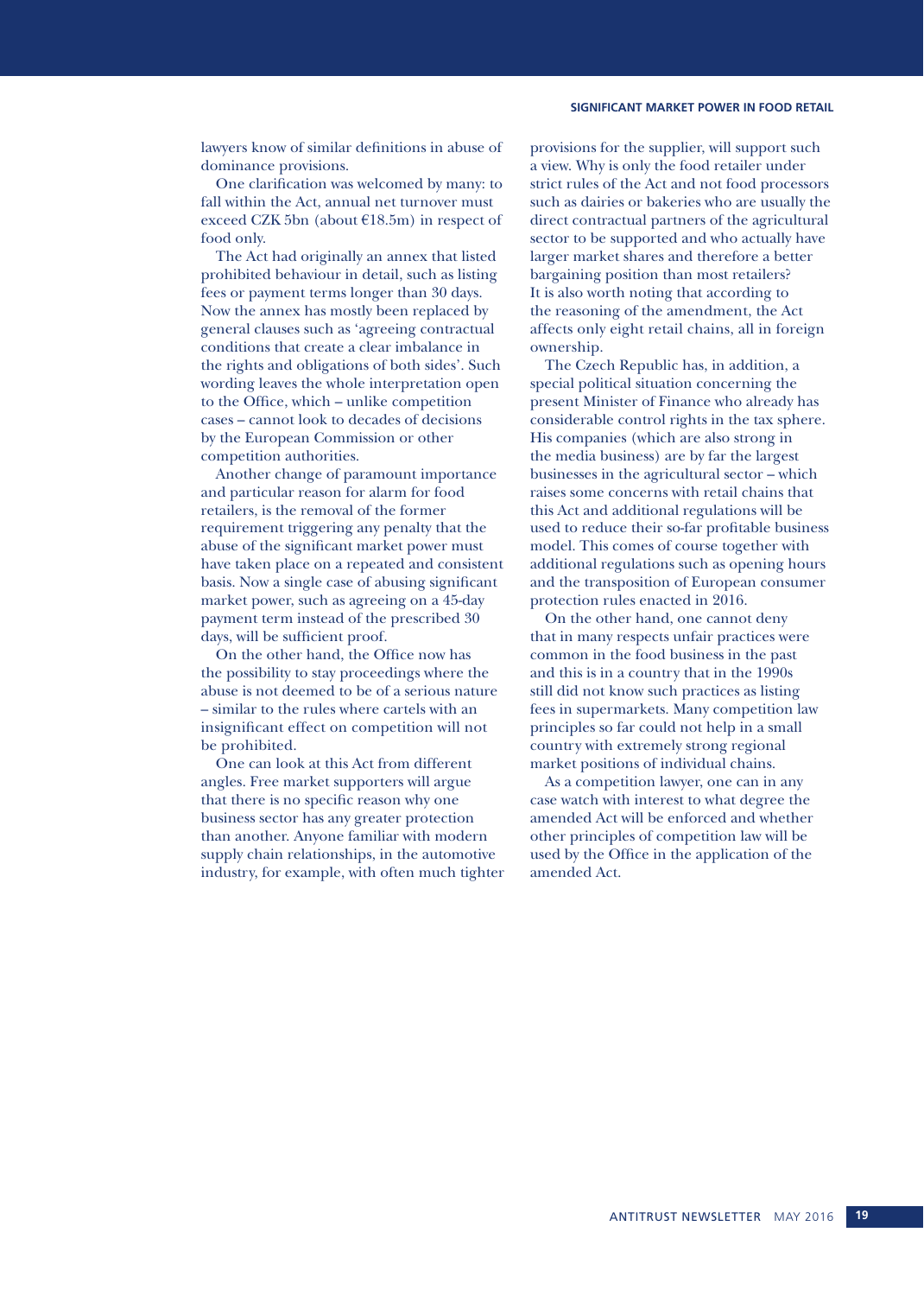lawyers know of similar definitions in abuse of dominance provisions.

One clarification was welcomed by many: to fall within the Act, annual net turnover must exceed CZK 5bn (about €18.5m) in respect of food only.

The Act had originally an annex that listed prohibited behaviour in detail, such as listing fees or payment terms longer than 30 days. Now the annex has mostly been replaced by general clauses such as 'agreeing contractual conditions that create a clear imbalance in the rights and obligations of both sides'. Such wording leaves the whole interpretation open to the Office, which – unlike competition cases – cannot look to decades of decisions by the European Commission or other competition authorities.

Another change of paramount importance and particular reason for alarm for food retailers, is the removal of the former requirement triggering any penalty that the abuse of the significant market power must have taken place on a repeated and consistent basis. Now a single case of abusing significant market power, such as agreeing on a 45-day payment term instead of the prescribed 30 days, will be sufficient proof.

On the other hand, the Office now has the possibility to stay proceedings where the abuse is not deemed to be of a serious nature – similar to the rules where cartels with an insignificant effect on competition will not be prohibited.

One can look at this Act from different angles. Free market supporters will argue that there is no specific reason why one business sector has any greater protection than another. Anyone familiar with modern supply chain relationships, in the automotive industry, for example, with often much tighter provisions for the supplier, will support such a view. Why is only the food retailer under strict rules of the Act and not food processors such as dairies or bakeries who are usually the direct contractual partners of the agricultural sector to be supported and who actually have larger market shares and therefore a better bargaining position than most retailers? It is also worth noting that according to the reasoning of the amendment, the Act affects only eight retail chains, all in foreign ownership.

The Czech Republic has, in addition, a special political situation concerning the present Minister of Finance who already has considerable control rights in the tax sphere. His companies (which are also strong in the media business) are by far the largest businesses in the agricultural sector – which raises some concerns with retail chains that this Act and additional regulations will be used to reduce their so-far profitable business model. This comes of course together with additional regulations such as opening hours and the transposition of European consumer protection rules enacted in 2016.

On the other hand, one cannot deny that in many respects unfair practices were common in the food business in the past and this is in a country that in the 1990s still did not know such practices as listing fees in supermarkets. Many competition law principles so far could not help in a small country with extremely strong regional market positions of individual chains.

As a competition lawyer, one can in any case watch with interest to what degree the amended Act will be enforced and whether other principles of competition law will be used by the Office in the application of the amended Act.